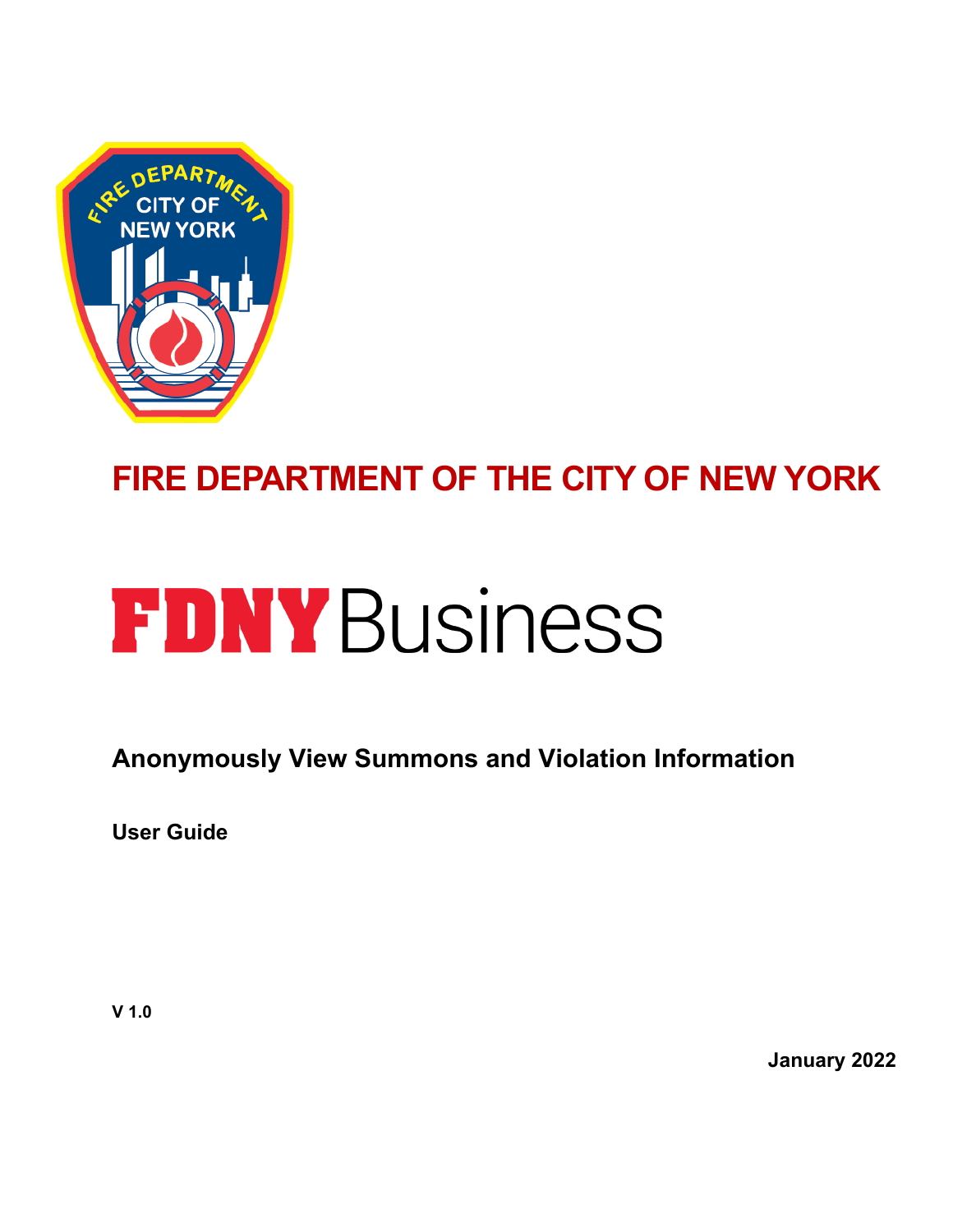# FIRE DEPARTMENT OF THE CITY OF NEW YORK

# FDNY Business

## Anonymously View Summons and Violation Information

**User Guide**

**V 1.0**

**January 2022**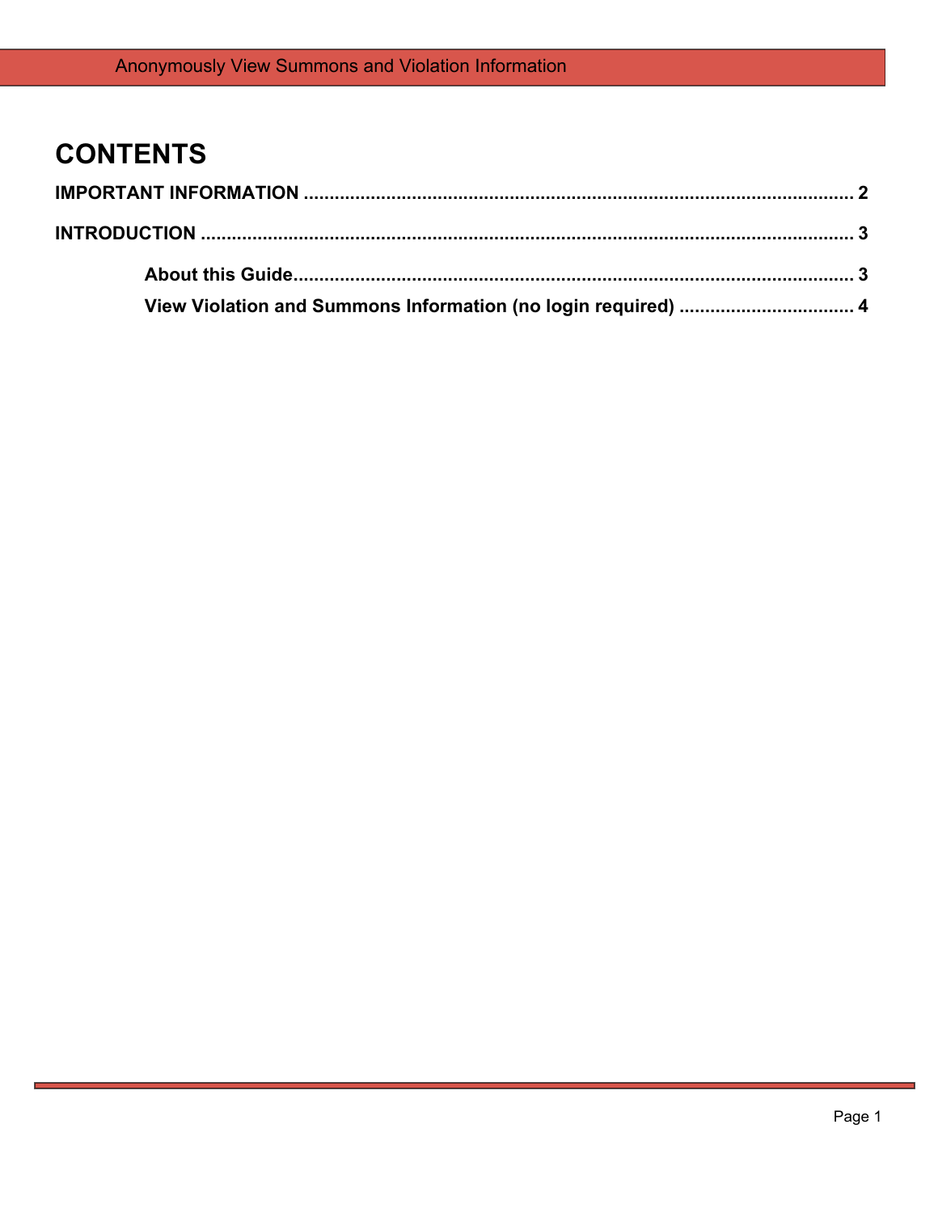# CONTENTS

**IMPORTANT INFORMATION** .......................................................................................................... 2

**INTRODUCTION** .......................................................................................................................... 3

- **About this Guide** ......................................................................................................... 3
- **View Violation and Summons Information (no login required)** .................................. 4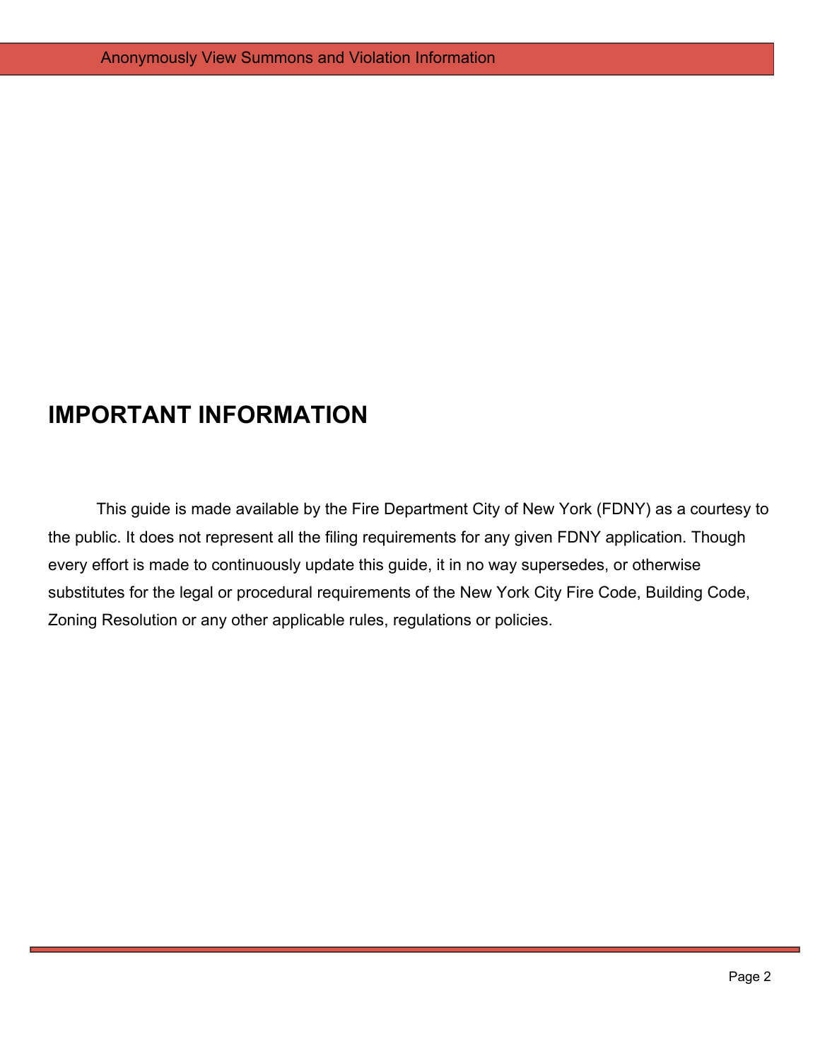# IMPORTANT INFORMATION

This guide is made available by the Fire Department City of New York (FDNY) as a courtesy to the public. It does not represent all the filing requirements for any given FDNY application. Though every effort is made to continuously update this guide, it in no way supersedes, or otherwise substitutes for the legal or procedural requirements of the New York City Fire Code, Building Code, Zoning Resolution or any other applicable rules, regulations or policies.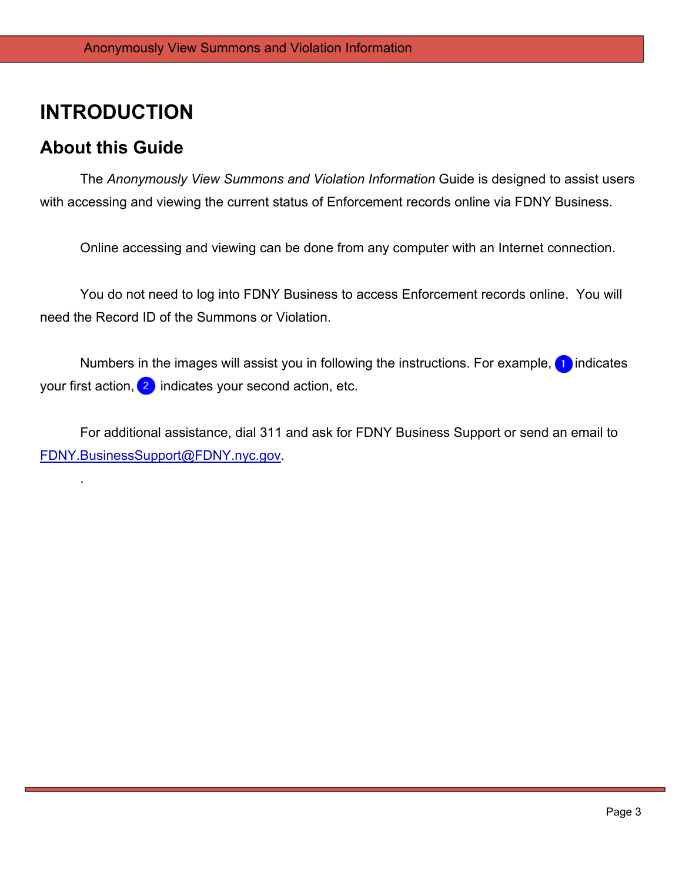# INTRODUCTION

## About this Guide

The *Anonymously View Summons and Violation Information* Guide is designed to assist users with accessing and viewing the current status of Enforcement records online via FDNY Business.

Online accessing and viewing can be done from any computer with an Internet connection.

You do not need to log into FDNY Business to access Enforcement records online. You will need the Record ID of the Summons or Violation.

Numbers in the images will assist you in following the instructions. For example, 1 indicates your first action, 2 indicates your second action, etc.

For additional assistance, dial 311 and ask for FDNY Business Support or send an email to FDNY.BusinessSupport@FDNY.nyc.gov.

.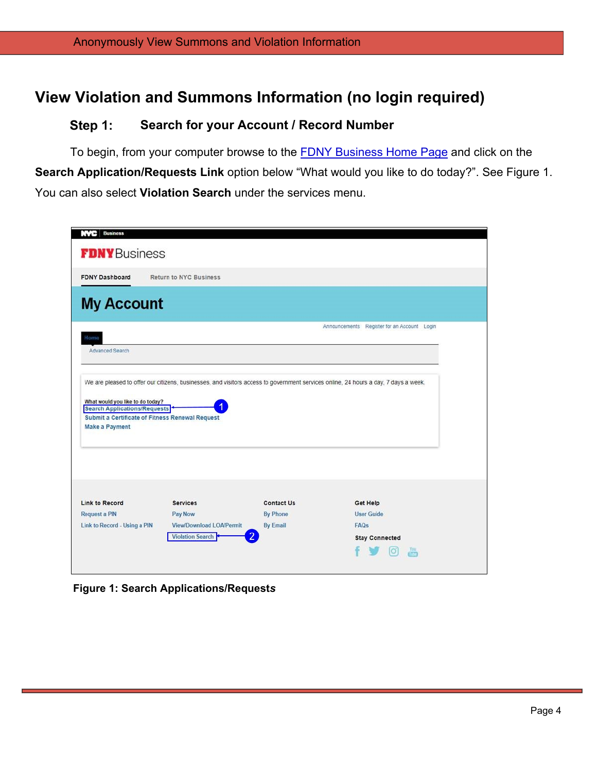# View Violation and Summons Information (no login required)

## Step 1: Search for your Account / Record Number

To begin, from your computer browse to the FDNY Business Home Page and click on the **Search Application/Requests Link** option below "What would you like to do today?". See Figure 1. You can also select **Violation Search** under the services menu.

**Figure 1: Search Applications/Requests**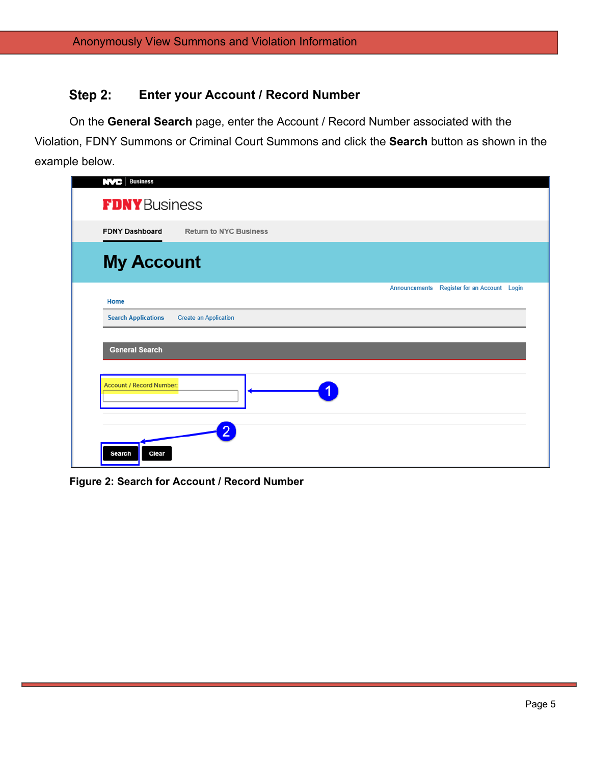## Step 2: Enter your Account / Record Number

On the **General Search** page, enter the Account / Record Number associated with the Violation, FDNY Summons or Criminal Court Summons and click the **Search** button as shown in the example below.

**Figure 2: Search for Account / Record Number**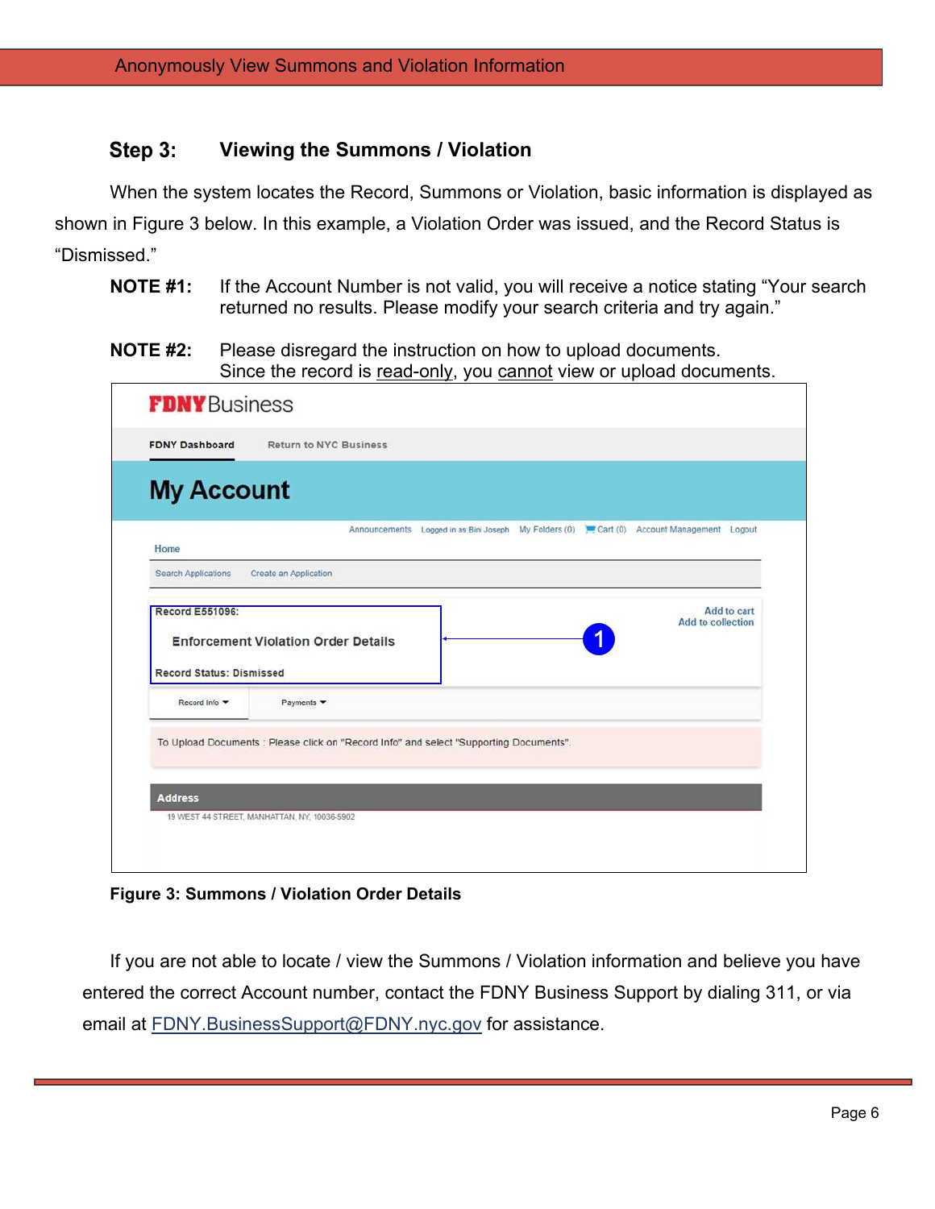### Step 3: Viewing the Summons / Violation

When the system locates the Record, Summons or Violation, basic information is displayed as shown in Figure 3 below. In this example, a Violation Order was issued, and the Record Status is "Dismissed."

**NOTE #1:** If the Account Number is not valid, you will receive a notice stating "Your search returned no results. Please modify your search criteria and try again."

**NOTE #2:** Please disregard the instruction on how to upload documents. Since the record is read-only, you cannot view or upload documents.

FDNY Business

FDNY Dashboard Return to NYC Business

My Account

Announcements Logged in as Bini Joseph My Folders (0) Cart (0) Account Management Logout

Home

Search Applications Create an Application

Record E551096:

Enforcement Violation Order Details

Record Status: Dismissed

1

Add to cart
Add to collection

Record Info Payments

To Upload Documents : Please click on "Record Info" and select "Supporting Documents".

Address

19 WEST 44 STREET, MANHATTAN, NY, 10036-5902

**Figure 3: Summons / Violation Order Details**

If you are not able to locate / view the Summons / Violation information and believe you have entered the correct Account number, contact the FDNY Business Support by dialing 311, or via email at FDNY.BusinessSupport@FDNY.nyc.gov for assistance.